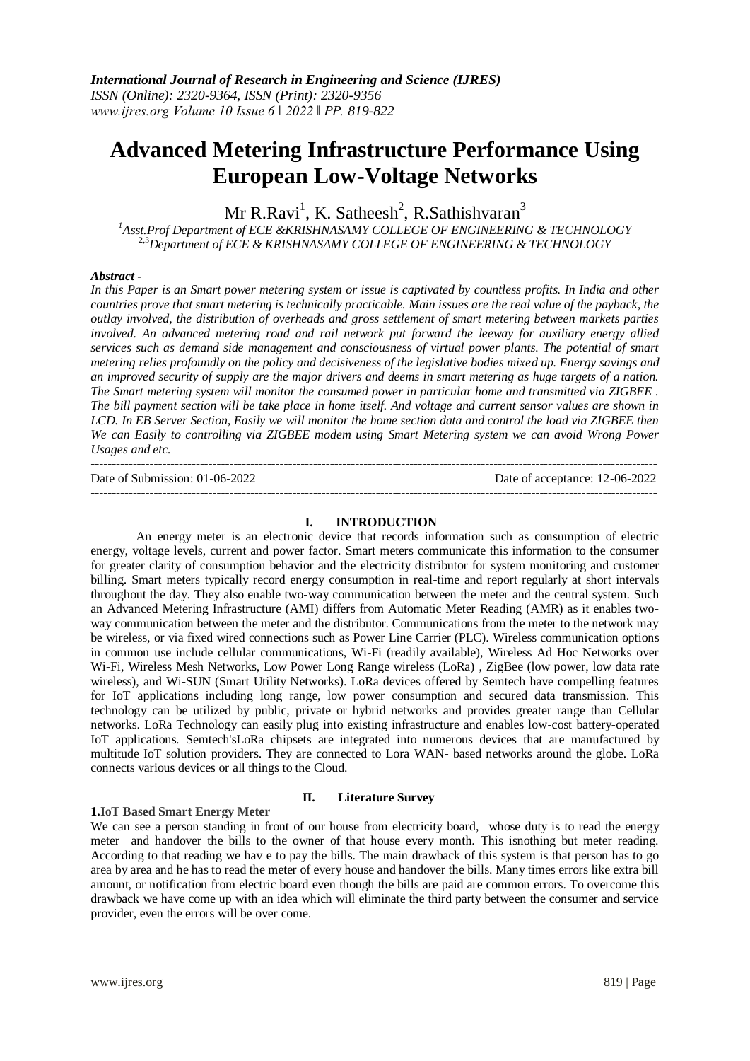# Advanced Metering Infrastructure Performance Using European Low-Voltage Networks

Mr R.Ravi[1], K. Satheesh[2], R.Sathishvaran[3]

[1]*Asst.Prof Department of ECE &KRISHNASAMY COLLEGE OF ENGINEERING & TECHNOLOGY*
[2,3]*Department of ECE & KRISHNASAMY COLLEGE OF ENGINEERING & TECHNOLOGY*

***Abstract -***

*In this Paper is an Smart power metering system or issue is captivated by countless profits. In India and other countries prove that smart metering is technically practicable. Main issues are the real value of the payback, the outlay involved, the distribution of overheads and gross settlement of smart metering between markets parties involved. An advanced metering road and rail network put forward the leeway for auxiliary energy allied services such as demand side management and consciousness of virtual power plants. The potential of smart metering relies profoundly on the policy and decisiveness of the legislative bodies mixed up. Energy savings and an improved security of supply are the major drivers and deems in smart metering as huge targets of a nation. The Smart metering system will monitor the consumed power in particular home and transmitted via ZIGBEE . The bill payment section will be take place in home itself. And voltage and current sensor values are shown in LCD. In EB Server Section, Easily we will monitor the home section data and control the load via ZIGBEE then We can Easily to controlling via ZIGBEE modem using Smart Metering system we can avoid Wrong Power Usages and etc.*

---

Date of Submission: 01-06-2022 Date of acceptance: 12-06-2022

---

## I. INTRODUCTION

An energy meter is an electronic device that records information such as consumption of electric energy, voltage levels, current and power factor. Smart meters communicate this information to the consumer for greater clarity of consumption behavior and the electricity distributor for system monitoring and customer billing. Smart meters typically record energy consumption in real-time and report regularly at short intervals throughout the day. They also enable two-way communication between the meter and the central system. Such an Advanced Metering Infrastructure (AMI) differs from Automatic Meter Reading (AMR) as it enables two-way communication between the meter and the distributor. Communications from the meter to the network may be wireless, or via fixed wired connections such as Power Line Carrier (PLC). Wireless communication options in common use include cellular communications, Wi-Fi (readily available), Wireless Ad Hoc Networks over Wi-Fi, Wireless Mesh Networks, Low Power Long Range wireless (LoRa) , ZigBee (low power, low data rate wireless), and Wi-SUN (Smart Utility Networks). LoRa devices offered by Semtech have compelling features for IoT applications including long range, low power consumption and secured data transmission. This technology can be utilized by public, private or hybrid networks and provides greater range than Cellular networks. LoRa Technology can easily plug into existing infrastructure and enables low-cost battery-operated IoT applications. Semtech'sLoRa chipsets are integrated into numerous devices that are manufactured by multitude IoT solution providers. They are connected to Lora WAN- based networks around the globe. LoRa connects various devices or all things to the Cloud.

## II. Literature Survey

**1.IoT Based Smart Energy Meter**

We can see a person standing in front of our house from electricity board, whose duty is to read the energy meter and handover the bills to the owner of that house every month. This isnothing but meter reading. According to that reading we hav e to pay the bills. The main drawback of this system is that person has to go area by area and he has to read the meter of every house and handover the bills. Many times errors like extra bill amount, or notification from electric board even though the bills are paid are common errors. To overcome this drawback we have come up with an idea which will eliminate the third party between the consumer and service provider, even the errors will be over come.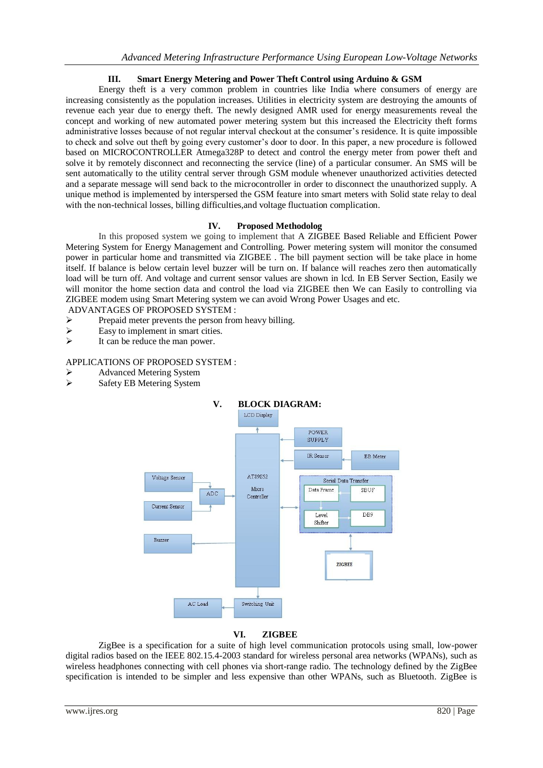## III. Smart Energy Metering and Power Theft Control using Arduino & GSM

Energy theft is a very common problem in countries like India where consumers of energy are increasing consistently as the population increases. Utilities in electricity system are destroying the amounts of revenue each year due to energy theft. The newly designed AMR used for energy measurements reveal the concept and working of new automated power metering system but this increased the Electricity theft forms administrative losses because of not regular interval checkout at the consumer's residence. It is quite impossible to check and solve out theft by going every customer's door to door. In this paper, a new procedure is followed based on MICROCONTROLLER Atmega328P to detect and control the energy meter from power theft and solve it by remotely disconnect and reconnecting the service (line) of a particular consumer. An SMS will be sent automatically to the utility central server through GSM module whenever unauthorized activities detected and a separate message will send back to the microcontroller in order to disconnect the unauthorized supply. A unique method is implemented by interspersed the GSM feature into smart meters with Solid state relay to deal with the non-technical losses, billing difficulties,and voltage fluctuation complication.

## IV. Proposed Methodolog

In this proposed system we going to implement that A ZIGBEE Based Reliable and Efficient Power Metering System for Energy Management and Controlling. Power metering system will monitor the consumed power in particular home and transmitted via ZIGBEE . The bill payment section will be take place in home itself. If balance is below certain level buzzer will be turn on. If balance will reaches zero then automatically load will be turn off. And voltage and current sensor values are shown in lcd. In EB Server Section, Easily we will monitor the home section data and control the load via ZIGBEE then We can Easily to controlling via ZIGBEE modem using Smart Metering system we can avoid Wrong Power Usages and etc.

ADVANTAGES OF PROPOSED SYSTEM :

- Prepaid meter prevents the person from heavy billing.
- Easy to implement in smart cities.
- It can be reduce the man power.

APPLICATIONS OF PROPOSED SYSTEM :

- Advanced Metering System
- Safety EB Metering System

## V. BLOCK DIAGRAM:

LCD Display, POWER SUPPLY, IR Sensor, EB Meter, Voltage Sensor, ADC, Current Sensor, AT89S52 Micro Controller, Serial Data Transfer (Data Frame, SBUF, Level Shifter, DB9), Buzzer, ZIGBEE, AC Load, Switching Unit

## VI. ZIGBEE

ZigBee is a specification for a suite of high level communication protocols using small, low-power digital radios based on the IEEE 802.15.4-2003 standard for wireless personal area networks (WPANs), such as wireless headphones connecting with cell phones via short-range radio. The technology defined by the ZigBee specification is intended to be simpler and less expensive than other WPANs, such as Bluetooth. ZigBee is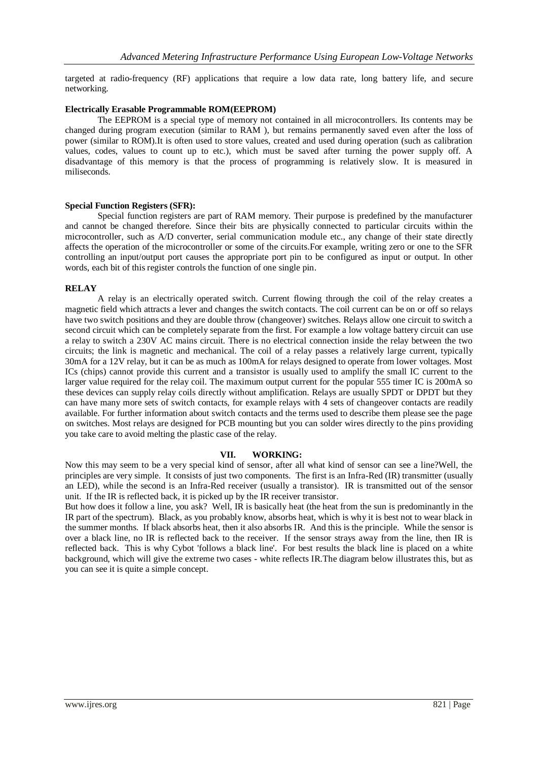targeted at radio-frequency (RF) applications that require a low data rate, long battery life, and secure networking.

**Electrically Erasable Programmable ROM(EEPROM)**

The EEPROM is a special type of memory not contained in all microcontrollers. Its contents may be changed during program execution (similar to RAM ), but remains permanently saved even after the loss of power (similar to ROM).It is often used to store values, created and used during operation (such as calibration values, codes, values to count up to etc.), which must be saved after turning the power supply off. A disadvantage of this memory is that the process of programming is relatively slow. It is measured in miliseconds.

**Special Function Registers (SFR):**

Special function registers are part of RAM memory. Their purpose is predefined by the manufacturer and cannot be changed therefore. Since their bits are physically connected to particular circuits within the microcontroller, such as A/D converter, serial communication module etc., any change of their state directly affects the operation of the microcontroller or some of the circuits.For example, writing zero or one to the SFR controlling an input/output port causes the appropriate port pin to be configured as input or output. In other words, each bit of this register controls the function of one single pin.

**RELAY**

A relay is an electrically operated switch. Current flowing through the coil of the relay creates a magnetic field which attracts a lever and changes the switch contacts. The coil current can be on or off so relays have two switch positions and they are double throw (changeover) switches. Relays allow one circuit to switch a second circuit which can be completely separate from the first. For example a low voltage battery circuit can use a relay to switch a 230V AC mains circuit. There is no electrical connection inside the relay between the two circuits; the link is magnetic and mechanical. The coil of a relay passes a relatively large current, typically 30mA for a 12V relay, but it can be as much as 100mA for relays designed to operate from lower voltages. Most ICs (chips) cannot provide this current and a transistor is usually used to amplify the small IC current to the larger value required for the relay coil. The maximum output current for the popular 555 timer IC is 200mA so these devices can supply relay coils directly without amplification. Relays are usually SPDT or DPDT but they can have many more sets of switch contacts, for example relays with 4 sets of changeover contacts are readily available. For further information about switch contacts and the terms used to describe them please see the page on switches. Most relays are designed for PCB mounting but you can solder wires directly to the pins providing you take care to avoid melting the plastic case of the relay.

## VII. WORKING:

Now this may seem to be a very special kind of sensor, after all what kind of sensor can see a line?Well, the principles are very simple. It consists of just two components. The first is an Infra-Red (IR) transmitter (usually an LED), while the second is an Infra-Red receiver (usually a transistor). IR is transmitted out of the sensor unit. If the IR is reflected back, it is picked up by the IR receiver transistor.

But how does it follow a line, you ask? Well, IR is basically heat (the heat from the sun is predominantly in the IR part of the spectrum). Black, as you probably know, absorbs heat, which is why it is best not to wear black in the summer months. If black absorbs heat, then it also absorbs IR. And this is the principle. While the sensor is over a black line, no IR is reflected back to the receiver. If the sensor strays away from the line, then IR is reflected back. This is why Cybot 'follows a black line'. For best results the black line is placed on a white background, which will give the extreme two cases - white reflects IR.The diagram below illustrates this, but as you can see it is quite a simple concept.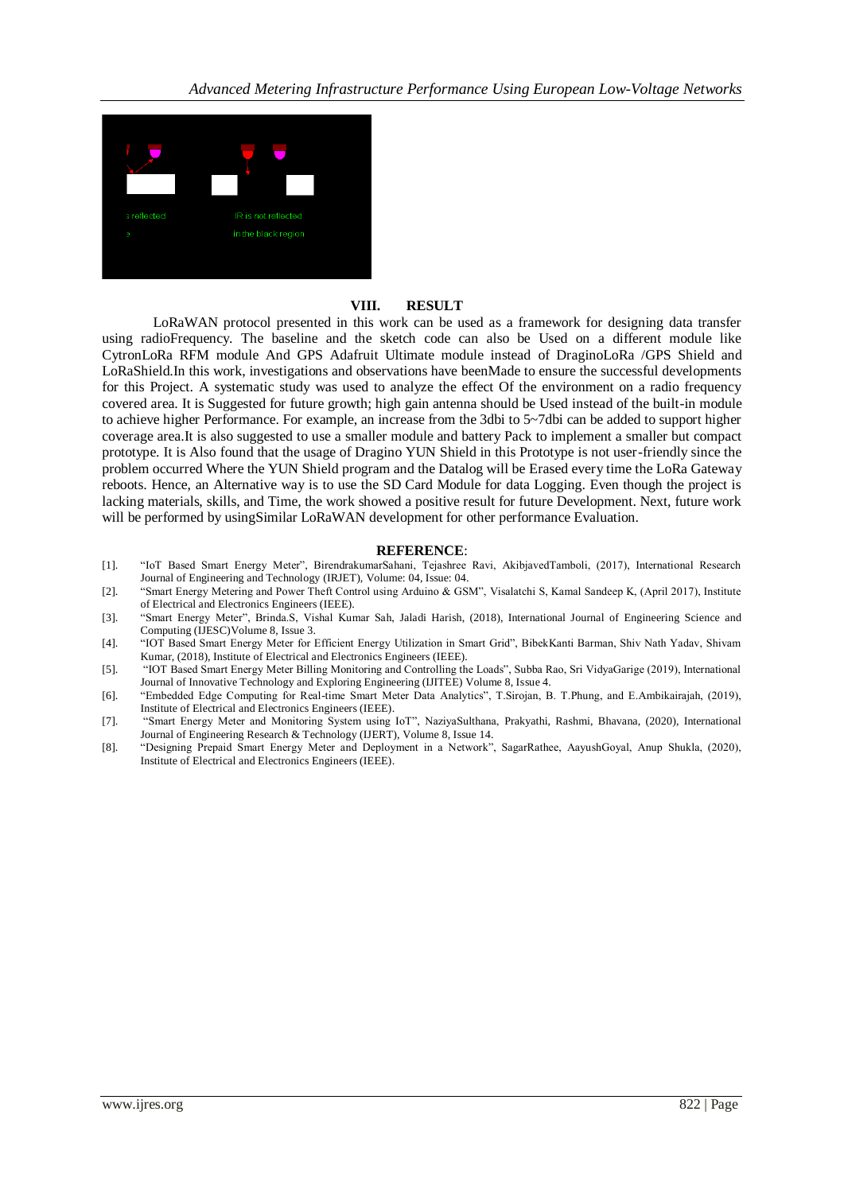## VIII. RESULT

LoRaWAN protocol presented in this work can be used as a framework for designing data transfer using radioFrequency. The baseline and the sketch code can also be Used on a different module like CytronLoRa RFM module And GPS Adafruit Ultimate module instead of DraginoLoRa /GPS Shield and LoRaShield.In this work, investigations and observations have beenMade to ensure the successful developments for this Project. A systematic study was used to analyze the effect Of the environment on a radio frequency covered area. It is Suggested for future growth; high gain antenna should be Used instead of the built-in module to achieve higher Performance. For example, an increase from the 3dbi to 5~7dbi can be added to support higher coverage area.It is also suggested to use a smaller module and battery Pack to implement a smaller but compact prototype. It is Also found that the usage of Dragino YUN Shield in this Prototype is not user-friendly since the problem occurred Where the YUN Shield program and the Datalog will be Erased every time the LoRa Gateway reboots. Hence, an Alternative way is to use the SD Card Module for data Logging. Even though the project is lacking materials, skills, and Time, the work showed a positive result for future Development. Next, future work will be performed by usingSimilar LoRaWAN development for other performance Evaluation.

## REFERENCE:

[1]. "IoT Based Smart Energy Meter", BirendrakumarSahani, Tejashree Ravi, AkibjavedTamboli, (2017), International Research Journal of Engineering and Technology (IRJET), Volume: 04, Issue: 04.

[2]. "Smart Energy Metering and Power Theft Control using Arduino & GSM", Visalatchi S, Kamal Sandeep K, (April 2017), Institute of Electrical and Electronics Engineers (IEEE).

[3]. "Smart Energy Meter", Brinda.S, Vishal Kumar Sah, Jaladi Harish, (2018), International Journal of Engineering Science and Computing (IJESC)Volume 8, Issue 3.

[4]. "IOT Based Smart Energy Meter for Efficient Energy Utilization in Smart Grid", BibekKanti Barman, Shiv Nath Yadav, Shivam Kumar, (2018), Institute of Electrical and Electronics Engineers (IEEE).

[5]. "IOT Based Smart Energy Meter Billing Monitoring and Controlling the Loads", Subba Rao, Sri VidyaGarige (2019), International Journal of Innovative Technology and Exploring Engineering (IJITEE) Volume 8, Issue 4.

[6]. "Embedded Edge Computing for Real-time Smart Meter Data Analytics", T.Sirojan, B. T.Phung, and E.Ambikairajah, (2019), Institute of Electrical and Electronics Engineers (IEEE).

[7]. "Smart Energy Meter and Monitoring System using IoT", NaziyaSulthana, Prakyathi, Rashmi, Bhavana, (2020), International Journal of Engineering Research & Technology (IJERT), Volume 8, Issue 14.

[8]. "Designing Prepaid Smart Energy Meter and Deployment in a Network", SagarRathee, AayushGoyal, Anup Shukla, (2020), Institute of Electrical and Electronics Engineers (IEEE).